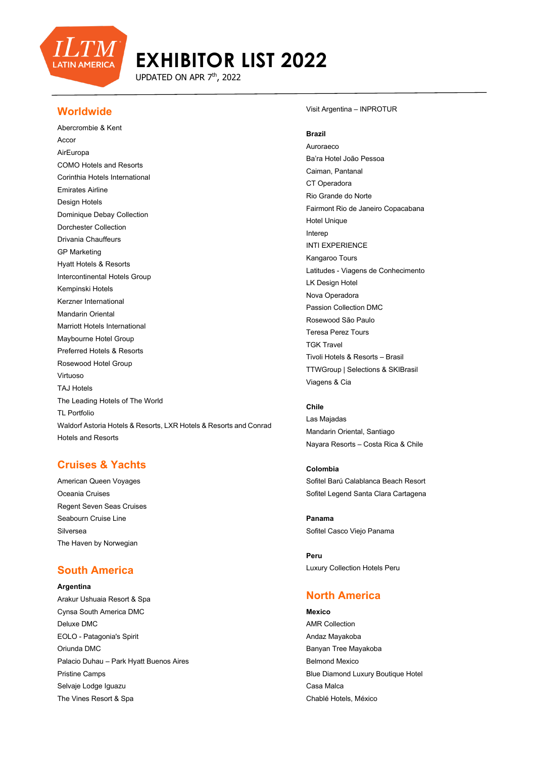# EXHIBITOR LIST 2022

UPDATED ON APR 7th, 2022

## Worldwide

Abercrombie & Kent
Accor
AirEuropa
COMO Hotels and Resorts
Corinthia Hotels International
Emirates Airline
Design Hotels
Dominique Debay Collection
Dorchester Collection
Drivania Chauffeurs
GP Marketing
Hyatt Hotels & Resorts
Intercontinental Hotels Group
Kempinski Hotels
Kerzner International
Mandarin Oriental
Marriott Hotels International
Maybourne Hotel Group
Preferred Hotels & Resorts
Rosewood Hotel Group
Virtuoso
TAJ Hotels
The Leading Hotels of The World
TL Portfolio
Waldorf Astoria Hotels & Resorts, LXR Hotels & Resorts and Conrad Hotels and Resorts

## Cruises & Yachts

American Queen Voyages
Oceania Cruises
Regent Seven Seas Cruises
Seabourn Cruise Line
Silversea
The Haven by Norwegian

## South America

**Argentina**

Arakur Ushuaia Resort & Spa
Cynsa South America DMC
Deluxe DMC
EOLO - Patagonia's Spirit
Oriunda DMC
Palacio Duhau – Park Hyatt Buenos Aires
Pristine Camps
Selvaje Lodge Iguazu
The Vines Resort & Spa
Visit Argentina – INPROTUR

**Brazil**

Auroraeco
Ba'ra Hotel João Pessoa
Caiman, Pantanal
CT Operadora
Rio Grande do Norte
Fairmont Rio de Janeiro Copacabana
Hotel Unique
Interep
INTI EXPERIENCE
Kangaroo Tours
Latitudes - Viagens de Conhecimento
LK Design Hotel
Nova Operadora
Passion Collection DMC
Rosewood São Paulo
Teresa Perez Tours
TGK Travel
Tivoli Hotels & Resorts – Brasil
TTWGroup | Selections & SKIBrasil
Viagens & Cia

**Chile**

Las Majadas
Mandarin Oriental, Santiago
Nayara Resorts – Costa Rica & Chile

**Colombia**

Sofitel Barú Calablanca Beach Resort
Sofitel Legend Santa Clara Cartagena

**Panama**

Sofitel Casco Viejo Panama

**Peru**

Luxury Collection Hotels Peru

## North America

**Mexico**

AMR Collection
Andaz Mayakoba
Banyan Tree Mayakoba
Belmond Mexico
Blue Diamond Luxury Boutique Hotel
Casa Malca
Chablé Hotels, México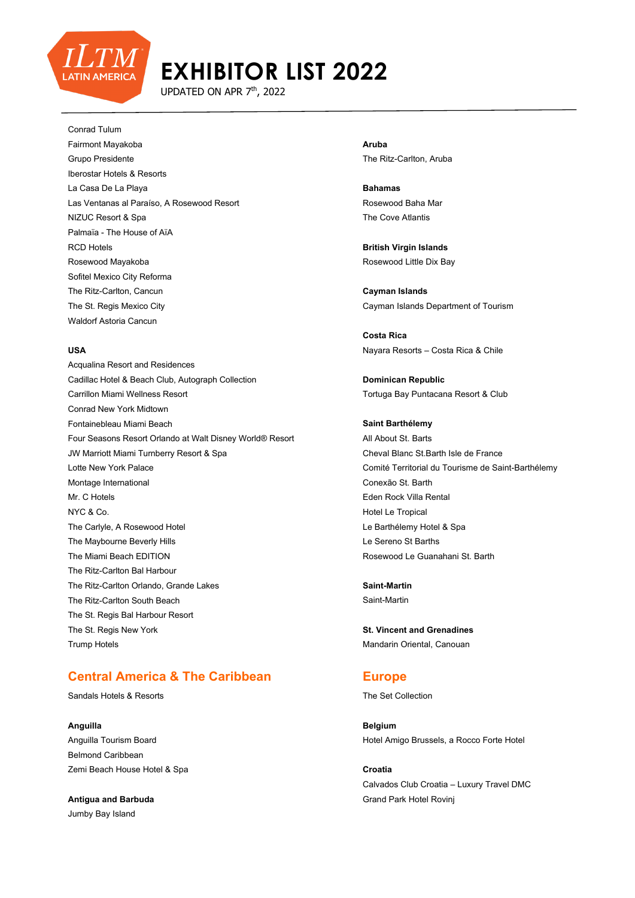# EXHIBITOR LIST 2022

UPDATED ON APR 7th, 2022

Conrad Tulum
Fairmont Mayakoba
Grupo Presidente
Iberostar Hotels & Resorts
La Casa De La Playa
Las Ventanas al Paraíso, A Rosewood Resort
NIZUC Resort & Spa
Palmaïa - The House of AïA
RCD Hotels
Rosewood Mayakoba
Sofitel Mexico City Reforma
The Ritz-Carlton, Cancun
The St. Regis Mexico City
Waldorf Astoria Cancun

**USA**
Acqualina Resort and Residences
Cadillac Hotel & Beach Club, Autograph Collection
Carrillon Miami Wellness Resort
Conrad New York Midtown
Fontainebleau Miami Beach
Four Seasons Resort Orlando at Walt Disney World® Resort
JW Marriott Miami Turnberry Resort & Spa
Lotte New York Palace
Montage International
Mr. C Hotels
NYC & Co.
The Carlyle, A Rosewood Hotel
The Maybourne Beverly Hills
The Miami Beach EDITION
The Ritz-Carlton Bal Harbour
The Ritz-Carlton Orlando, Grande Lakes
The Ritz-Carlton South Beach
The St. Regis Bal Harbour Resort
The St. Regis New York
Trump Hotels

## Central America & The Caribbean

Sandals Hotels & Resorts

**Anguilla**
Anguilla Tourism Board
Belmond Caribbean
Zemi Beach House Hotel & Spa

**Antigua and Barbuda**
Jumby Bay Island

**Aruba**
The Ritz-Carlton, Aruba

**Bahamas**
Rosewood Baha Mar
The Cove Atlantis

**British Virgin Islands**
Rosewood Little Dix Bay

**Cayman Islands**
Cayman Islands Department of Tourism

**Costa Rica**
Nayara Resorts – Costa Rica & Chile

**Dominican Republic**
Tortuga Bay Puntacana Resort & Club

**Saint Barthélemy**
All About St. Barts
Cheval Blanc St.Barth Isle de France
Comité Territorial du Tourisme de Saint-Barthélemy
Conexão St. Barth
Eden Rock Villa Rental
Hotel Le Tropical
Le Barthélemy Hotel & Spa
Le Sereno St Barths
Rosewood Le Guanahani St. Barth

**Saint-Martin**
Saint-Martin

**St. Vincent and Grenadines**
Mandarin Oriental, Canouan

## Europe

The Set Collection

**Belgium**
Hotel Amigo Brussels, a Rocco Forte Hotel

**Croatia**
Calvados Club Croatia – Luxury Travel DMC
Grand Park Hotel Rovinj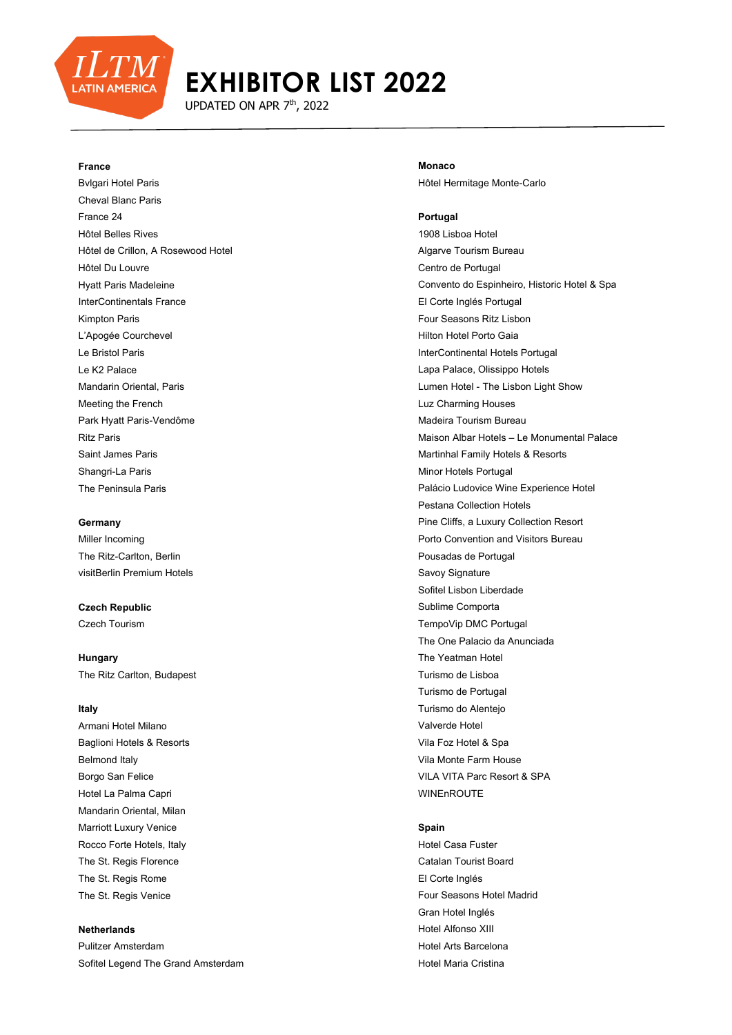# EXHIBITOR LIST 2022

UPDATED ON APR 7th, 2022

**France**

Bvlgari Hotel Paris
Cheval Blanc Paris
France 24
Hôtel Belles Rives
Hôtel de Crillon, A Rosewood Hotel
Hôtel Du Louvre
Hyatt Paris Madeleine
InterContinentals France
Kimpton Paris
L'Apogée Courchevel
Le Bristol Paris
Le K2 Palace
Mandarin Oriental, Paris
Meeting the French
Park Hyatt Paris-Vendôme
Ritz Paris
Saint James Paris
Shangri-La Paris
The Peninsula Paris

**Germany**

Miller Incoming
The Ritz-Carlton, Berlin
visitBerlin Premium Hotels

**Czech Republic**

Czech Tourism

**Hungary**

The Ritz Carlton, Budapest

**Italy**

Armani Hotel Milano
Baglioni Hotels & Resorts
Belmond Italy
Borgo San Felice
Hotel La Palma Capri
Mandarin Oriental, Milan
Marriott Luxury Venice
Rocco Forte Hotels, Italy
The St. Regis Florence
The St. Regis Rome
The St. Regis Venice

**Netherlands**

Pulitzer Amsterdam
Sofitel Legend The Grand Amsterdam

**Monaco**

Hôtel Hermitage Monte-Carlo

**Portugal**

1908 Lisboa Hotel
Algarve Tourism Bureau
Centro de Portugal
Convento do Espinheiro, Historic Hotel & Spa
El Corte Inglés Portugal
Four Seasons Ritz Lisbon
Hilton Hotel Porto Gaia
InterContinental Hotels Portugal
Lapa Palace, Olissippo Hotels
Lumen Hotel - The Lisbon Light Show
Luz Charming Houses
Madeira Tourism Bureau
Maison Albar Hotels – Le Monumental Palace
Martinhal Family Hotels & Resorts
Minor Hotels Portugal
Palácio Ludovice Wine Experience Hotel
Pestana Collection Hotels
Pine Cliffs, a Luxury Collection Resort
Porto Convention and Visitors Bureau
Pousadas de Portugal
Savoy Signature
Sofitel Lisbon Liberdade
Sublime Comporta
TempoVip DMC Portugal
The One Palacio da Anunciada
The Yeatman Hotel
Turismo de Lisboa
Turismo de Portugal
Turismo do Alentejo
Valverde Hotel
Vila Foz Hotel & Spa
Vila Monte Farm House
VILA VITA Parc Resort & SPA
WINEnROUTE

**Spain**

Hotel Casa Fuster
Catalan Tourist Board
El Corte Inglés
Four Seasons Hotel Madrid
Gran Hotel Inglés
Hotel Alfonso XIII
Hotel Arts Barcelona
Hotel Maria Cristina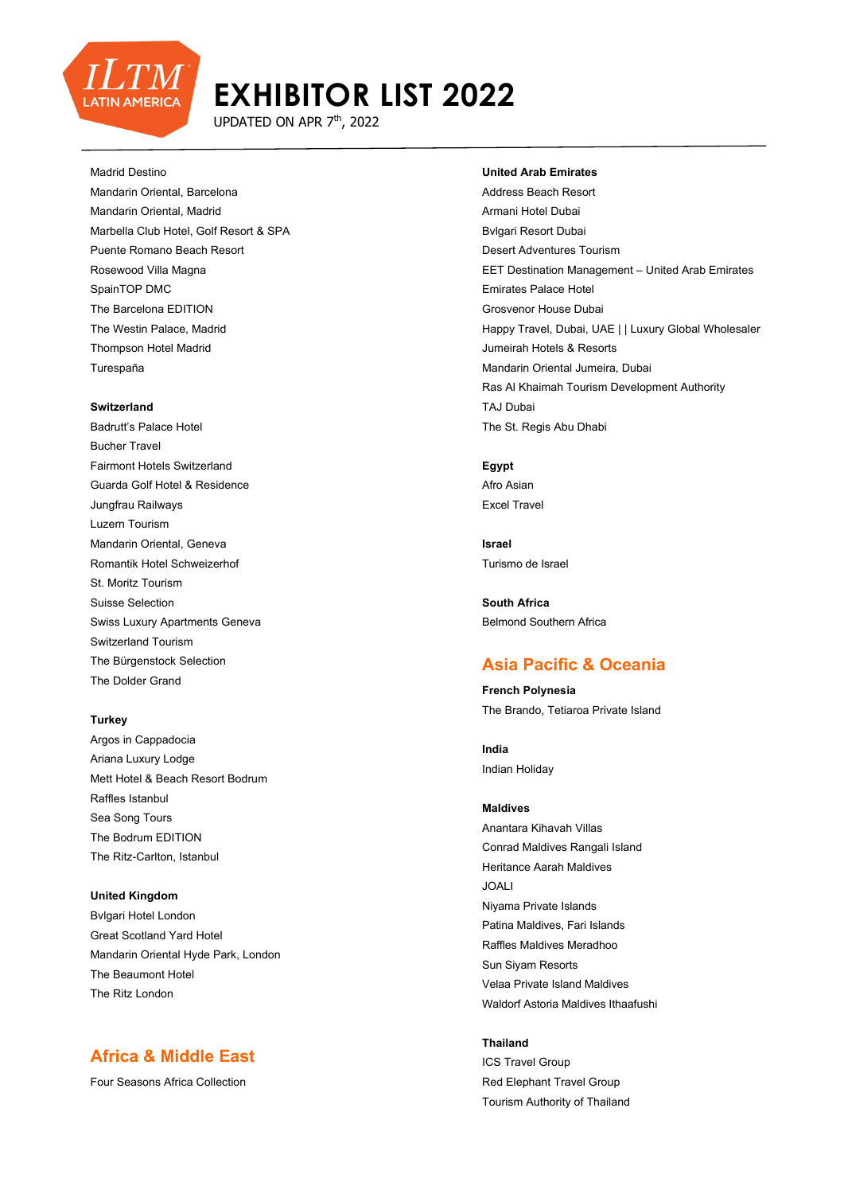# EXHIBITOR LIST 2022

UPDATED ON APR 7th, 2022

Madrid Destino
Mandarin Oriental, Barcelona
Mandarin Oriental, Madrid
Marbella Club Hotel, Golf Resort & SPA
Puente Romano Beach Resort
Rosewood Villa Magna
SpainTOP DMC
The Barcelona EDITION
The Westin Palace, Madrid
Thompson Hotel Madrid
Turespaña

**Switzerland**

Badrutt's Palace Hotel
Bucher Travel
Fairmont Hotels Switzerland
Guarda Golf Hotel & Residence
Jungfrau Railways
Luzern Tourism
Mandarin Oriental, Geneva
Romantik Hotel Schweizerhof
St. Moritz Tourism
Suisse Selection
Swiss Luxury Apartments Geneva
Switzerland Tourism
The Bürgenstock Selection
The Dolder Grand

**Turkey**

Argos in Cappadocia
Ariana Luxury Lodge
Mett Hotel & Beach Resort Bodrum
Raffles Istanbul
Sea Song Tours
The Bodrum EDITION
The Ritz-Carlton, Istanbul

**United Kingdom**

Bvlgari Hotel London
Great Scotland Yard Hotel
Mandarin Oriental Hyde Park, London
The Beaumont Hotel
The Ritz London

## Africa & Middle East

Four Seasons Africa Collection

**United Arab Emirates**

Address Beach Resort
Armani Hotel Dubai
Bvlgari Resort Dubai
Desert Adventures Tourism
EET Destination Management – United Arab Emirates
Emirates Palace Hotel
Grosvenor House Dubai
Happy Travel, Dubai, UAE | | Luxury Global Wholesaler
Jumeirah Hotels & Resorts
Mandarin Oriental Jumeira, Dubai
Ras Al Khaimah Tourism Development Authority
TAJ Dubai
The St. Regis Abu Dhabi

**Egypt**

Afro Asian
Excel Travel

**Israel**

Turismo de Israel

**South Africa**

Belmond Southern Africa

## Asia Pacific & Oceania

**French Polynesia**

The Brando, Tetiaroa Private Island

**India**

Indian Holiday

**Maldives**

Anantara Kihavah Villas
Conrad Maldives Rangali Island
Heritance Aarah Maldives
JOALI
Niyama Private Islands
Patina Maldives, Fari Islands
Raffles Maldives Meradhoo
Sun Siyam Resorts
Velaa Private Island Maldives
Waldorf Astoria Maldives Ithaafushi

**Thailand**

ICS Travel Group
Red Elephant Travel Group
Tourism Authority of Thailand